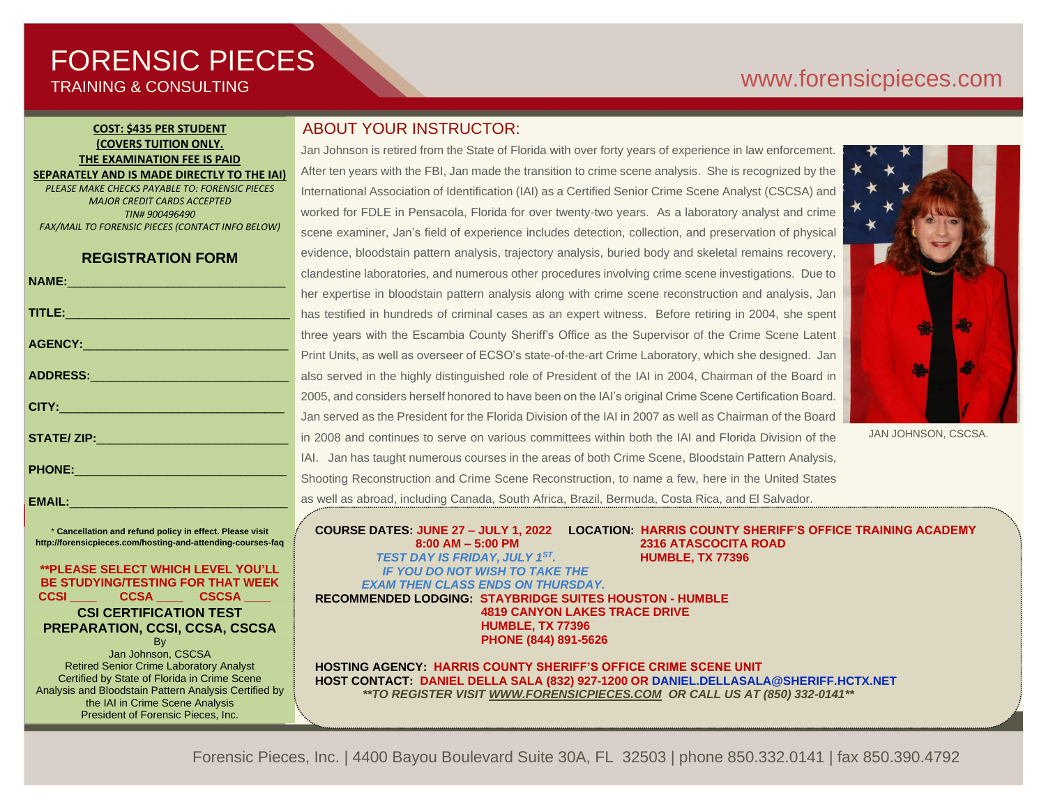# FORENSIC PIECES

TRAINING & CONSULTING

www.forensicpieces.com

**COST: $435 PER STUDENT**
**(COVERS TUITION ONLY.**
**THE EXAMINATION FEE IS PAID SEPARATELY AND IS MADE DIRECTLY TO THE IAI)**

*PLEASE MAKE CHECKS PAYABLE TO: FORENSIC PIECES*
*MAJOR CREDIT CARDS ACCEPTED*
*TIN# 900496490*
*FAX/MAIL TO FORENSIC PIECES (CONTACT INFO BELOW)*

## REGISTRATION FORM

**NAME:**________________________________

**TITLE:**________________________________

**AGENCY:**______________________________

**ADDRESS:**_____________________________

**CITY:**_________________________________

**STATE/ ZIP:**____________________________

**PHONE:**_______________________________

**EMAIL:**_______________________________

\* **Cancellation and refund policy in effect. Please visit http://forensicpieces.com/hosting-and-attending-courses-faq**

**\*\*PLEASE SELECT WHICH LEVEL YOU'LL BE STUDYING/TESTING FOR THAT WEEK**
**CCSI ____ CCSA ____ CSCSA ____**

### CSI CERTIFICATION TEST PREPARATION, CCSI, CCSA, CSCSA

By
Jan Johnson, CSCSA
Retired Senior Crime Laboratory Analyst
Certified by State of Florida in Crime Scene Analysis and Bloodstain Pattern Analysis Certified by the IAI in Crime Scene Analysis
President of Forensic Pieces, Inc.

## ABOUT YOUR INSTRUCTOR:

Jan Johnson is retired from the State of Florida with over forty years of experience in law enforcement. After ten years with the FBI, Jan made the transition to crime scene analysis. She is recognized by the International Association of Identification (IAI) as a Certified Senior Crime Scene Analyst (CSCSA) and worked for FDLE in Pensacola, Florida for over twenty-two years. As a laboratory analyst and crime scene examiner, Jan's field of experience includes detection, collection, and preservation of physical evidence, bloodstain pattern analysis, trajectory analysis, buried body and skeletal remains recovery, clandestine laboratories, and numerous other procedures involving crime scene investigations. Due to her expertise in bloodstain pattern analysis along with crime scene reconstruction and analysis, Jan has testified in hundreds of criminal cases as an expert witness. Before retiring in 2004, she spent three years with the Escambia County Sheriff's Office as the Supervisor of the Crime Scene Latent Print Units, as well as overseer of ECSO's state-of-the-art Crime Laboratory, which she designed. Jan also served in the highly distinguished role of President of the IAI in 2004, Chairman of the Board in 2005, and considers herself honored to have been on the IAI's original Crime Scene Certification Board. Jan served as the President for the Florida Division of the IAI in 2007 as well as Chairman of the Board in 2008 and continues to serve on various committees within both the IAI and Florida Division of the IAI. Jan has taught numerous courses in the areas of both Crime Scene, Bloodstain Pattern Analysis, Shooting Reconstruction and Crime Scene Reconstruction, to name a few, here in the United States as well as abroad, including Canada, South Africa, Brazil, Bermuda, Costa Rica, and El Salvador.

JAN JOHNSON, CSCSA.

**COURSE DATES:** **JUNE 27 – JULY 1, 2022**
**8:00 AM – 5:00 PM**
***TEST DAY IS FRIDAY, JULY 1ST.***
***IF YOU DO NOT WISH TO TAKE THE EXAM THEN CLASS ENDS ON THURSDAY.***

**LOCATION:** **HARRIS COUNTY SHERIFF'S OFFICE TRAINING ACADEMY**
**2316 ATASCOCITA ROAD**
**HUMBLE, TX 77396**

**RECOMMENDED LODGING:** **STAYBRIDGE SUITES HOUSTON - HUMBLE**
**4819 CANYON LAKES TRACE DRIVE**
**HUMBLE, TX 77396**
**PHONE (844) 891-5626**

**HOSTING AGENCY:** **HARRIS COUNTY SHERIFF'S OFFICE CRIME SCENE UNIT**
**HOST CONTACT:** **DANIEL DELLA SALA (832) 927-1200 OR DANIEL.DELLASALA@SHERIFF.HCTX.NET**
***\*\*TO REGISTER VISIT WWW.FORENSICPIECES.COM OR CALL US AT (850) 332-0141\*\****

Forensic Pieces, Inc. | 4400 Bayou Boulevard Suite 30A, FL 32503 | phone 850.332.0141 | fax 850.390.4792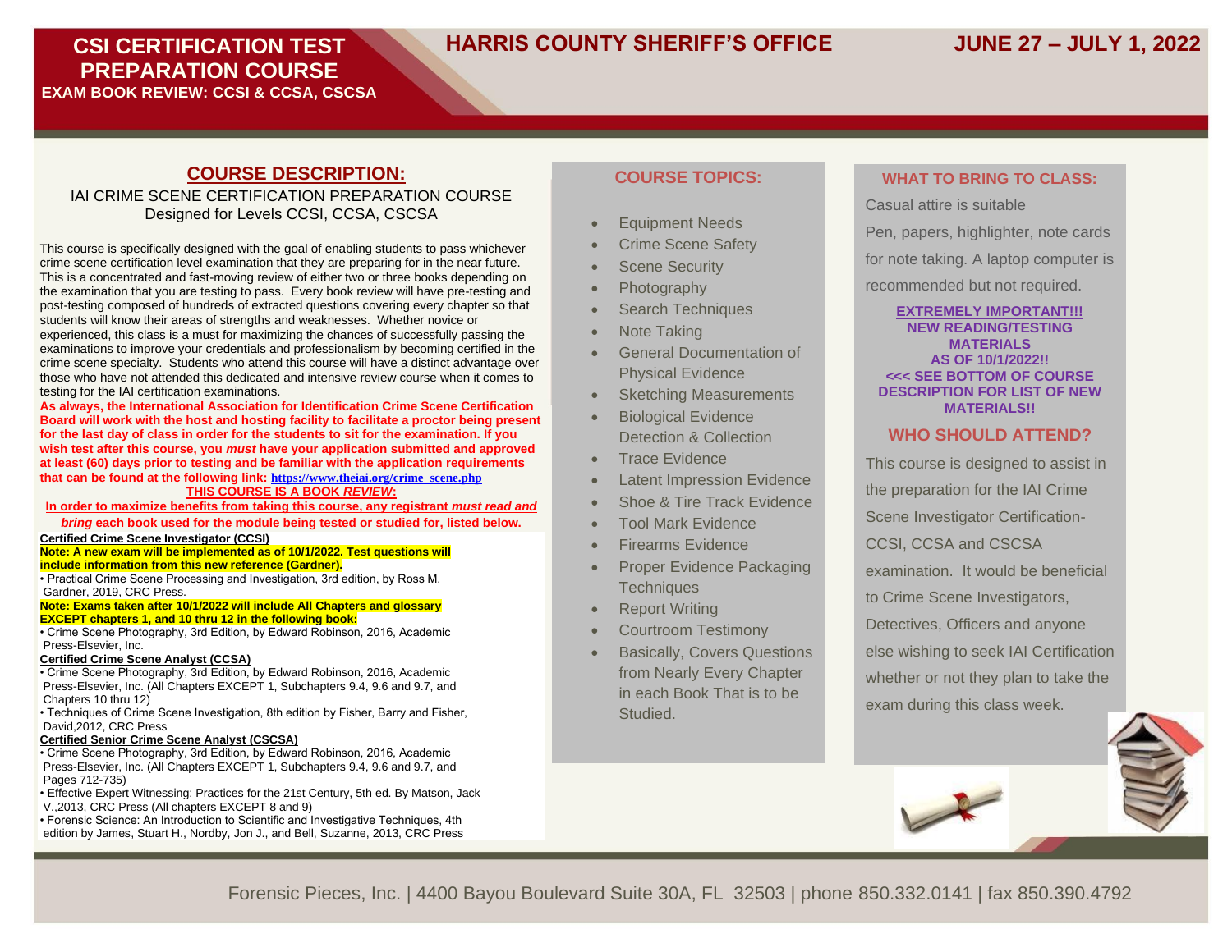# CSI CERTIFICATION TEST PREPARATION COURSE

**EXAM BOOK REVIEW: CCSI & CCSA, CSCSA**

## HARRIS COUNTY SHERIFF'S OFFICE

## JUNE 27 – JULY 1, 2022

## COURSE DESCRIPTION:

IAI CRIME SCENE CERTIFICATION PREPARATION COURSE
Designed for Levels CCSI, CCSA, CSCSA

This course is specifically designed with the goal of enabling students to pass whichever crime scene certification level examination that they are preparing for in the near future. This is a concentrated and fast-moving review of either two or three books depending on the examination that you are testing to pass. Every book review will have pre-testing and post-testing composed of hundreds of extracted questions covering every chapter so that students will know their areas of strengths and weaknesses. Whether novice or experienced, this class is a must for maximizing the chances of successfully passing the examinations to improve your credentials and professionalism by becoming certified in the crime scene specialty. Students who attend this course will have a distinct advantage over those who have not attended this dedicated and intensive review course when it comes to testing for the IAI certification examinations.

**As always, the International Association for Identification Crime Scene Certification Board will work with the host and hosting facility to facilitate a proctor being present for the last day of class in order for the students to sit for the examination. If you wish test after this course, you *must* have your application submitted and approved at least (60) days prior to testing and be familiar with the application requirements that can be found at the following link: https://www.theiai.org/crime_scene.php**

**THIS COURSE IS A BOOK *REVIEW*:**

**In order to maximize benefits from taking this course, any registrant *must read and bring* each book used for the module being tested or studied for, listed below.**

**Certified Crime Scene Investigator (CCSI)**

**Note: A new exam will be implemented as of 10/1/2022. Test questions will include information from this new reference (Gardner).**

- Practical Crime Scene Processing and Investigation, 3rd edition, by Ross M. Gardner, 2019, CRC Press.

**Note: Exams taken after 10/1/2022 will include All Chapters and glossary EXCEPT chapters 1, and 10 thru 12 in the following book:**

- Crime Scene Photography, 3rd Edition, by Edward Robinson, 2016, Academic Press-Elsevier, Inc.

**Certified Crime Scene Analyst (CCSA)**

- Crime Scene Photography, 3rd Edition, by Edward Robinson, 2016, Academic Press-Elsevier, Inc. (All Chapters EXCEPT 1, Subchapters 9.4, 9.6 and 9.7, and Chapters 10 thru 12)
- Techniques of Crime Scene Investigation, 8th edition by Fisher, Barry and Fisher, David,2012, CRC Press

**Certified Senior Crime Scene Analyst (CSCSA)**

- Crime Scene Photography, 3rd Edition, by Edward Robinson, 2016, Academic Press-Elsevier, Inc. (All Chapters EXCEPT 1, Subchapters 9.4, 9.6 and 9.7, and Pages 712-735)
- Effective Expert Witnessing: Practices for the 21st Century, 5th ed. By Matson, Jack V.,2013, CRC Press (All chapters EXCEPT 8 and 9)
- Forensic Science: An Introduction to Scientific and Investigative Techniques, 4th edition by James, Stuart H., Nordby, Jon J., and Bell, Suzanne, 2013, CRC Press

## COURSE TOPICS:

- Equipment Needs
- Crime Scene Safety
- Scene Security
- Photography
- Search Techniques
- Note Taking
- General Documentation of Physical Evidence
- Sketching Measurements
- Biological Evidence Detection & Collection
- Trace Evidence
- Latent Impression Evidence
- Shoe & Tire Track Evidence
- Tool Mark Evidence
- Firearms Evidence
- Proper Evidence Packaging Techniques
- Report Writing
- Courtroom Testimony
- Basically, Covers Questions from Nearly Every Chapter in each Book That is to be Studied.

## WHAT TO BRING TO CLASS:

Casual attire is suitable

Pen, papers, highlighter, note cards for note taking. A laptop computer is recommended but not required.

**EXTREMELY IMPORTANT!!!**
**NEW READING/TESTING MATERIALS AS OF 10/1/2022!!**
**<<< SEE BOTTOM OF COURSE DESCRIPTION FOR LIST OF NEW MATERIALS!!**

## WHO SHOULD ATTEND?

This course is designed to assist in the preparation for the IAI Crime Scene Investigator Certification-CCSI, CCSA and CSCSA examination. It would be beneficial to Crime Scene Investigators, Detectives, Officers and anyone else wishing to seek IAI Certification whether or not they plan to take the exam during this class week.

Forensic Pieces, Inc. | 4400 Bayou Boulevard Suite 30A, FL 32503 | phone 850.332.0141 | fax 850.390.4792